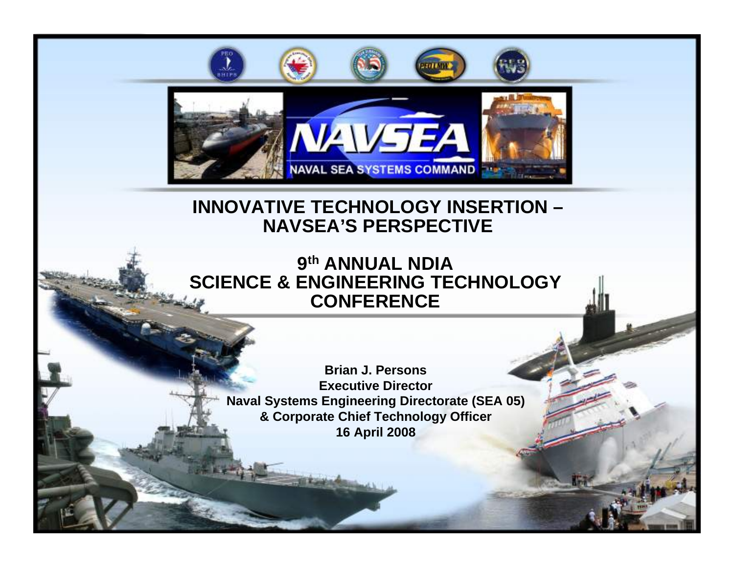# INNOVATIVE TECHNOLOGY INSERTION – NAVSEA'S PERSPECTIVE

## 9th ANNUAL NDIA SCIENCE & ENGINEERING TECHNOLOGY CONFERENCE

**Brian J. Persons**
**Executive Director**
**Naval Systems Engineering Directorate (SEA 05)**
**& Corporate Chief Technology Officer**
**16 April 2008**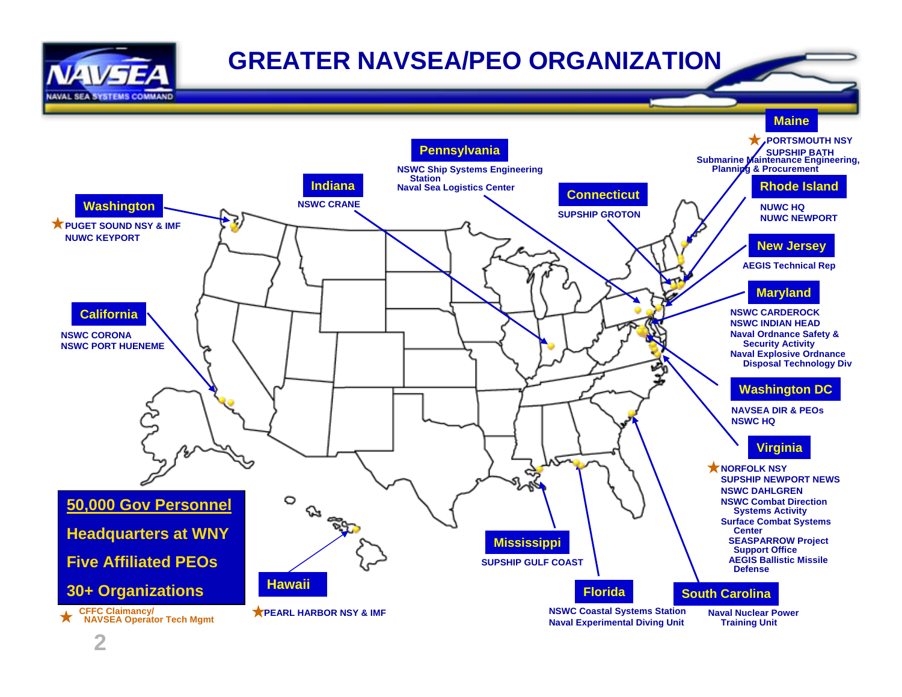# GREATER NAVSEA/PEO ORGANIZATION

**Washington**
- ★ PUGET SOUND NSY & IMF
- NUWC KEYPORT

**California**
- NSWC CORONA
- NSWC PORT HUENEME

**Indiana**
- NSWC CRANE

**Pennsylvania**
- NSWC Ship Systems Engineering Station
- Naval Sea Logistics Center

**Connecticut**
- SUPSHIP GROTON

**Maine**
- ★ PORTSMOUTH NSY
- SUPSHIP BATH
- Submarine Maintenance Engineering, Planning & Procurement

**Rhode Island**
- NUWC HQ
- NUWC NEWPORT

**New Jersey**
- AEGIS Technical Rep

**Maryland**
- NSWC CARDEROCK
- NSWC INDIAN HEAD
- Naval Ordnance Safety & Security Activity
- Naval Explosive Ordnance Disposal Technology Div

**Washington DC**
- NAVSEA DIR & PEOs
- NSWC HQ

**Virginia**
- ★ NORFOLK NSY
- SUPSHIP NEWPORT NEWS
- NSWC DAHLGREN
- NSWC Combat Direction Systems Activity
- Surface Combat Systems Center
- SEASPARROW Project Support Office
- AEGIS Ballistic Missile Defense

**Mississippi**
- SUPSHIP GULF COAST

**Florida**
- NSWC Coastal Systems Station
- Naval Experimental Diving Unit

**South Carolina**
- Naval Nuclear Power Training Unit

**Hawaii**
- ★ PEARL HARBOR NSY & IMF

**50,000 Gov Personnel**

**Headquarters at WNY**

**Five Affiliated PEOs**

**30+ Organizations**

★ CFFC Claimancy/ NAVSEA Operator Tech Mgmt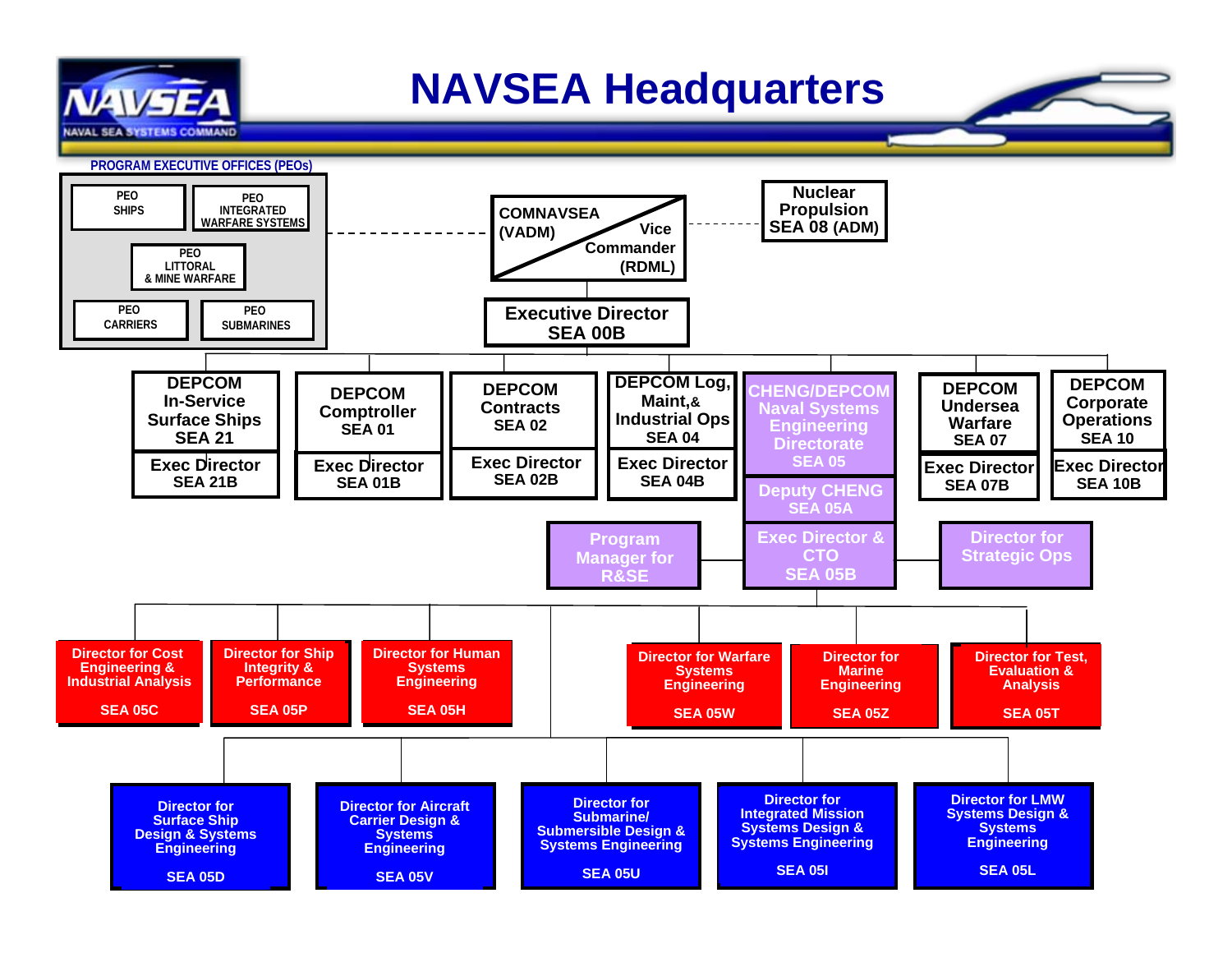# NAVSEA Headquarters

NAVSEA
NAVAL SEA SYSTEMS COMMAND

**PROGRAM EXECUTIVE OFFICES (PEOs)**

- PEO SHIPS
- PEO INTEGRATED WARFARE SYSTEMS
- PEO LITTORAL & MINE WARFARE
- PEO CARRIERS
- PEO SUBMARINES

**COMNAVSEA (VADM)** / **Vice Commander (RDML)**

**Nuclear Propulsion SEA 08 (ADM)**

**Executive Director SEA 00B**

- DEPCOM In-Service Surface Ships SEA 21 — Exec Director SEA 21B
- DEPCOM Comptroller SEA 01 — Exec Director SEA 01B
- DEPCOM Contracts SEA 02 — Exec Director SEA 02B
- DEPCOM Log, Maint,& Industrial Ops SEA 04 — Exec Director SEA 04B
- CHENG/DEPCOM Naval Systems Engineering Directorate SEA 05
  - Deputy CHENG SEA 05A
  - Exec Director & CTO SEA 05B
  - Program Manager for R&SE
  - Director for Strategic Ops
- DEPCOM Undersea Warfare SEA 07 — Exec Director SEA 07B
- DEPCOM Corporate Operations SEA 10 — Exec Director SEA 10B

**SEA 05 Directors:**

- Director for Cost Engineering & Industrial Analysis SEA 05C
- Director for Ship Integrity & Performance SEA 05P
- Director for Human Systems Engineering SEA 05H
- Director for Warfare Systems Engineering SEA 05W
- Director for Marine Engineering SEA 05Z
- Director for Test, Evaluation & Analysis SEA 05T
- Director for Surface Ship Design & Systems Engineering SEA 05D
- Director for Aircraft Carrier Design & Systems Engineering SEA 05V
- Director for Submarine/ Submersible Design & Systems Engineering SEA 05U
- Director for Integrated Mission Systems Design & Systems Engineering SEA 05I
- Director for LMW Systems Design & Systems Engineering SEA 05L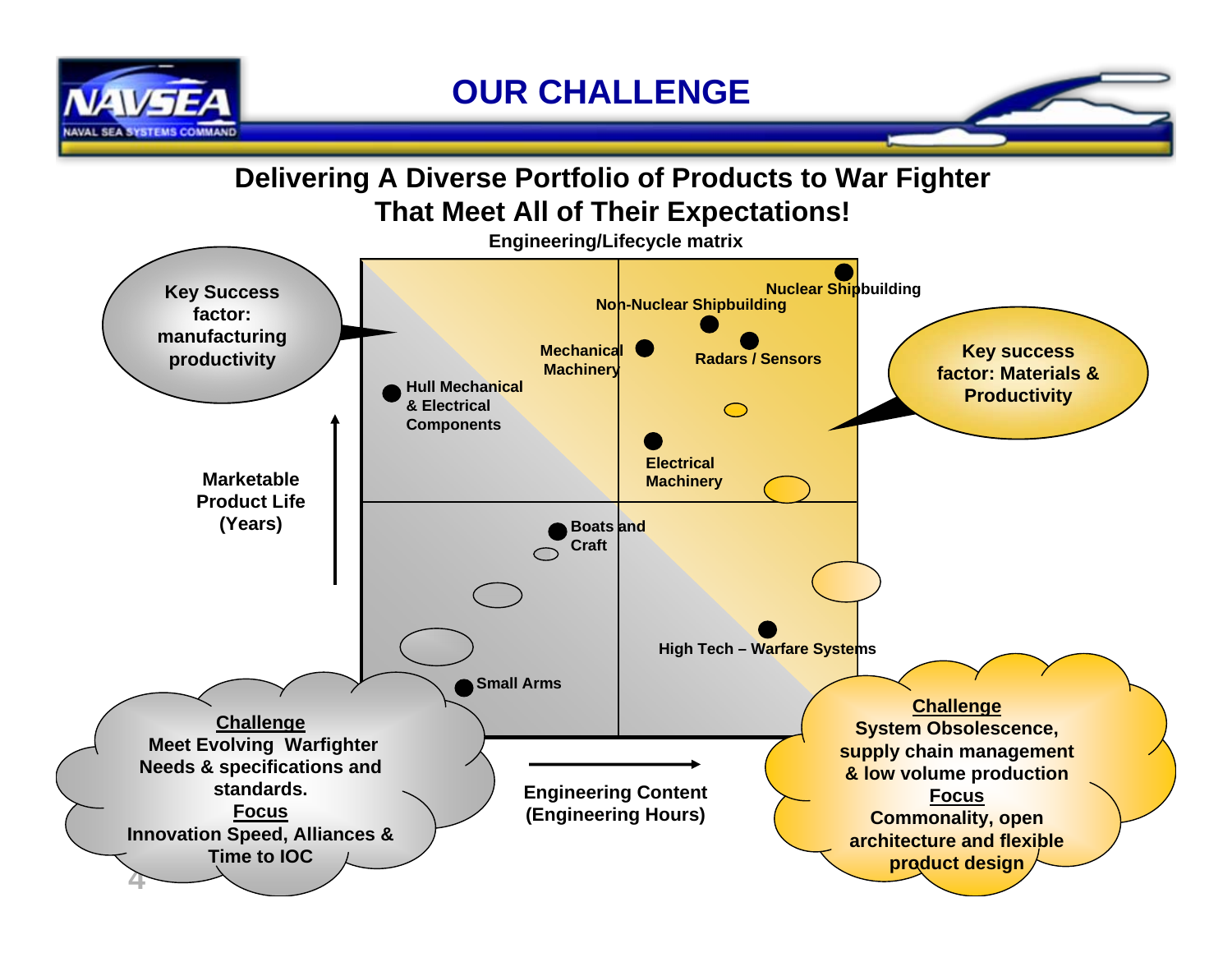# OUR CHALLENGE

## Delivering A Diverse Portfolio of Products to War Fighter That Meet All of Their Expectations!

**Engineering/Lifecycle matrix**

**Key Success factor: manufacturing productivity**

**Key success factor: Materials & Productivity**

- Nuclear Shipbuilding
- Non-Nuclear Shipbuilding
- Mechanical Machinery
- Radars / Sensors
- Hull Mechanical & Electrical Components
- Electrical Machinery
- Boats and Craft
- High Tech – Warfare Systems
- Small Arms

**Marketable Product Life (Years)**

**Engineering Content (Engineering Hours)**

**Challenge**
Meet Evolving Warfighter Needs & specifications and standards.
**Focus**
Innovation Speed, Alliances & Time to IOC

**Challenge**
System Obsolescence, supply chain management & low volume production
**Focus**
Commonality, open architecture and flexible product design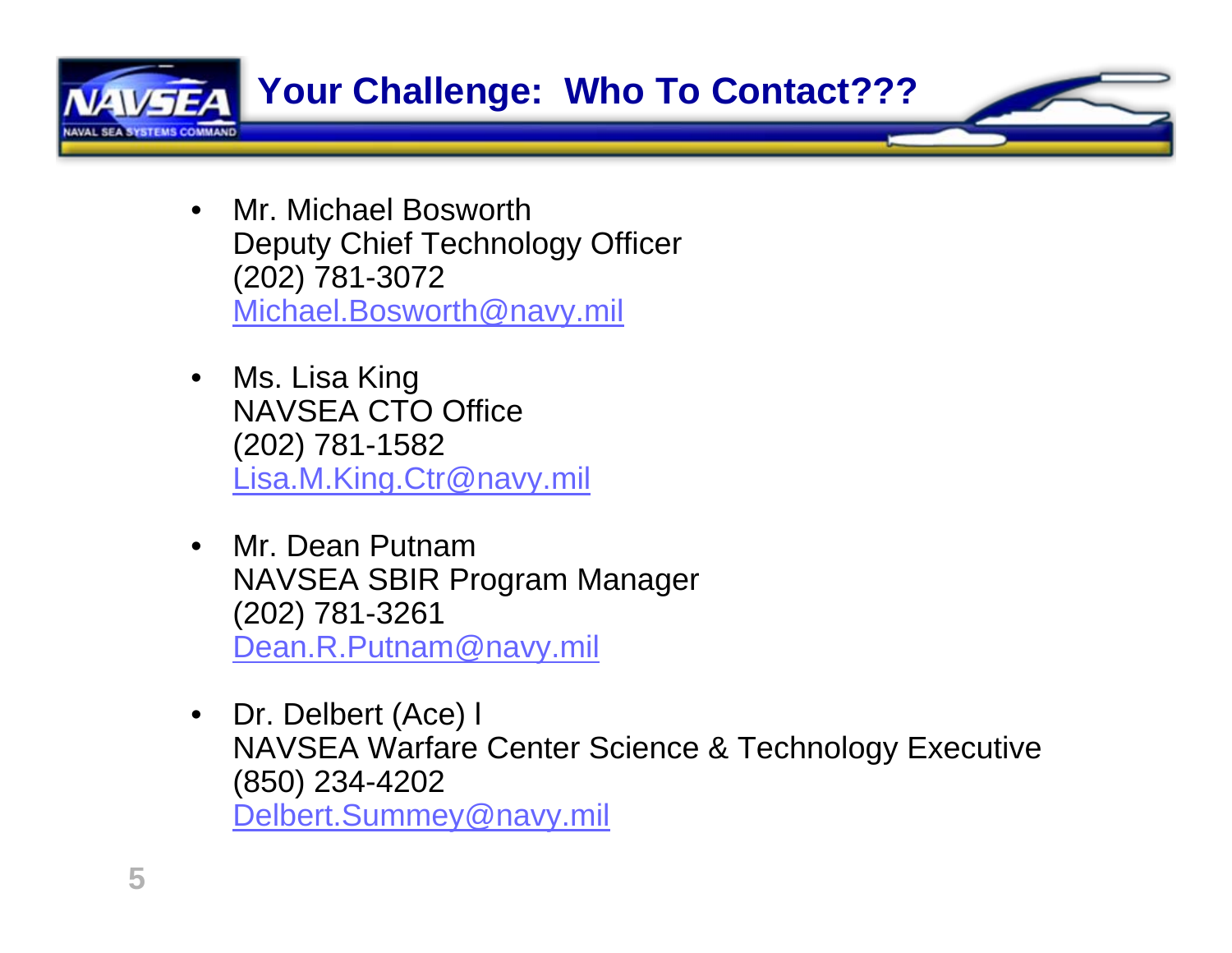# Your Challenge: Who To Contact???

- Mr. Michael Bosworth
  Deputy Chief Technology Officer
  (202) 781-3072
  Michael.Bosworth@navy.mil

- Ms. Lisa King
  NAVSEA CTO Office
  (202) 781-1582
  Lisa.M.King.Ctr@navy.mil

- Mr. Dean Putnam
  NAVSEA SBIR Program Manager
  (202) 781-3261
  Dean.R.Putnam@navy.mil

- Dr. Delbert (Ace) l
  NAVSEA Warfare Center Science & Technology Executive
  (850) 234-4202
  Delbert.Summey@navy.mil